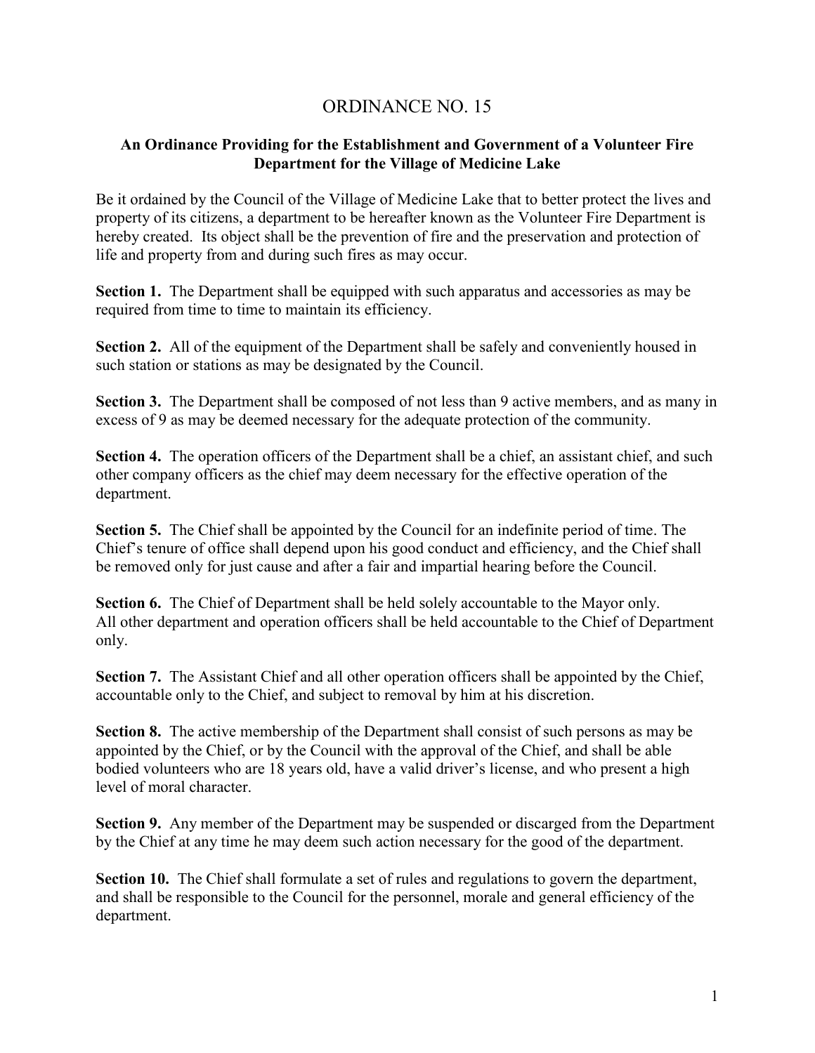# ORDINANCE NO. 15

**An Ordinance Providing for the Establishment and Government of a Volunteer Fire Department for the Village of Medicine Lake**

Be it ordained by the Council of the Village of Medicine Lake that to better protect the lives and property of its citizens, a department to be hereafter known as the Volunteer Fire Department is hereby created. Its object shall be the prevention of fire and the preservation and protection of life and property from and during such fires as may occur.

**Section 1.** The Department shall be equipped with such apparatus and accessories as may be required from time to time to maintain its efficiency.

**Section 2.** All of the equipment of the Department shall be safely and conveniently housed in such station or stations as may be designated by the Council.

**Section 3.** The Department shall be composed of not less than 9 active members, and as many in excess of 9 as may be deemed necessary for the adequate protection of the community.

**Section 4.** The operation officers of the Department shall be a chief, an assistant chief, and such other company officers as the chief may deem necessary for the effective operation of the department.

**Section 5.** The Chief shall be appointed by the Council for an indefinite period of time. The Chief's tenure of office shall depend upon his good conduct and efficiency, and the Chief shall be removed only for just cause and after a fair and impartial hearing before the Council.

**Section 6.** The Chief of Department shall be held solely accountable to the Mayor only. All other department and operation officers shall be held accountable to the Chief of Department only.

**Section 7.** The Assistant Chief and all other operation officers shall be appointed by the Chief, accountable only to the Chief, and subject to removal by him at his discretion.

**Section 8.** The active membership of the Department shall consist of such persons as may be appointed by the Chief, or by the Council with the approval of the Chief, and shall be able bodied volunteers who are 18 years old, have a valid driver's license, and who present a high level of moral character.

**Section 9.** Any member of the Department may be suspended or discarged from the Department by the Chief at any time he may deem such action necessary for the good of the department.

**Section 10.** The Chief shall formulate a set of rules and regulations to govern the department, and shall be responsible to the Council for the personnel, morale and general efficiency of the department.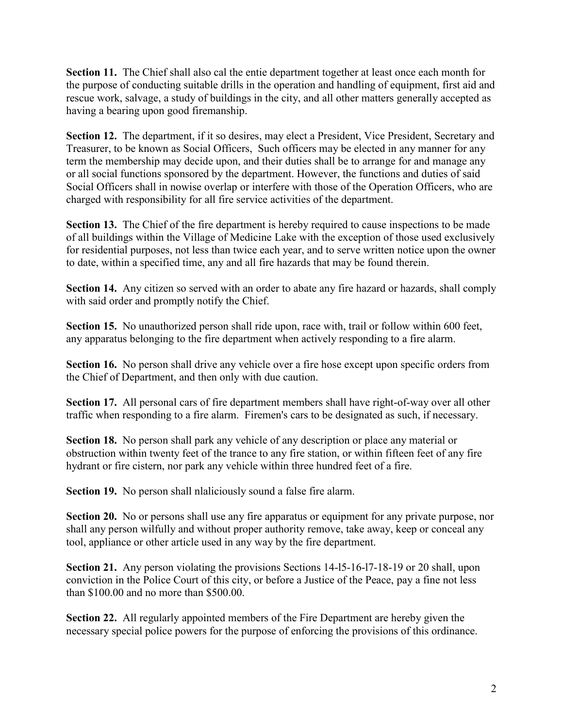**Section 11.** The Chief shall also cal the entie department together at least once each month for the purpose of conducting suitable drills in the operation and handling of equipment, first aid and rescue work, salvage, a study of buildings in the city, and all other matters generally accepted as having a bearing upon good firemanship.

**Section 12.** The department, if it so desires, may elect a President, Vice President, Secretary and Treasurer, to be known as Social Officers, Such officers may be elected in any manner for any term the membership may decide upon, and their duties shall be to arrange for and manage any or all social functions sponsored by the department. However, the functions and duties of said Social Officers shall in nowise overlap or interfere with those of the Operation Officers, who are charged with responsibility for all fire service activities of the department.

**Section 13.** The Chief of the fire department is hereby required to cause inspections to be made of all buildings within the Village of Medicine Lake with the exception of those used exclusively for residential purposes, not less than twice each year, and to serve written notice upon the owner to date, within a specified time, any and all fire hazards that may be found therein.

**Section 14.** Any citizen so served with an order to abate any fire hazard or hazards, shall comply with said order and promptly notify the Chief.

**Section 15.** No unauthorized person shall ride upon, race with, trail or follow within 600 feet, any apparatus belonging to the fire department when actively responding to a fire alarm.

**Section 16.** No person shall drive any vehicle over a fire hose except upon specific orders from the Chief of Department, and then only with due caution.

**Section 17.** All personal cars of fire department members shall have right-of-way over all other traffic when responding to a fire alarm. Firemen's cars to be designated as such, if necessary.

**Section 18.** No person shall park any vehicle of any description or place any material or obstruction within twenty feet of the trance to any fire station, or within fifteen feet of any fire hydrant or fire cistern, nor park any vehicle within three hundred feet of a fire.

**Section 19.** No person shall nlaliciously sound a false fire alarm.

**Section 20.** No or persons shall use any fire apparatus or equipment for any private purpose, nor shall any person wilfully and without proper authority remove, take away, keep or conceal any tool, appliance or other article used in any way by the fire department.

**Section 21.** Any person violating the provisions Sections 14-l5-16-l7-18-19 or 20 shall, upon conviction in the Police Court of this city, or before a Justice of the Peace, pay a fine not less than $100.00 and no more than $500.00.

**Section 22.** All regularly appointed members of the Fire Department are hereby given the necessary special police powers for the purpose of enforcing the provisions of this ordinance.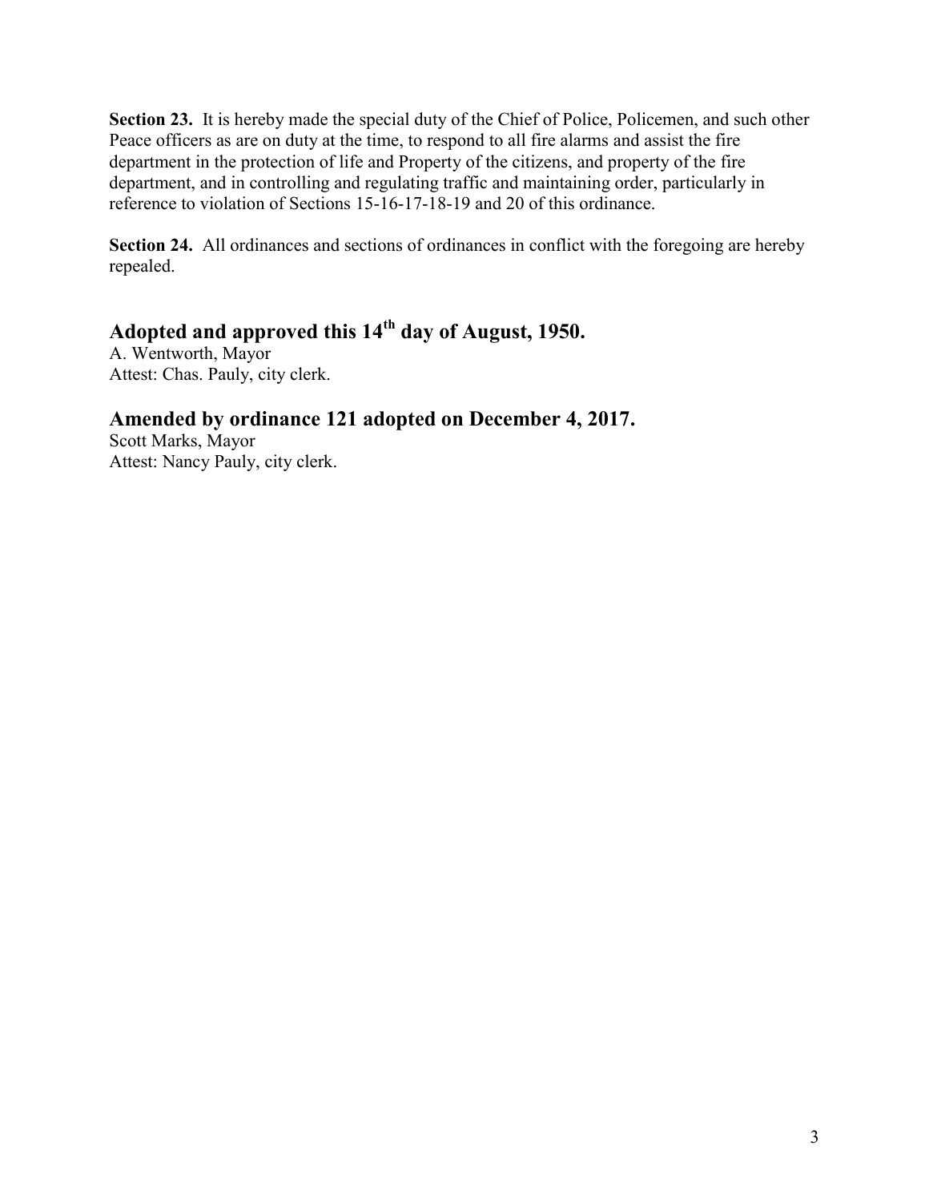**Section 23.** It is hereby made the special duty of the Chief of Police, Policemen, and such other Peace officers as are on duty at the time, to respond to all fire alarms and assist the fire department in the protection of life and Property of the citizens, and property of the fire department, and in controlling and regulating traffic and maintaining order, particularly in reference to violation of Sections 15-16-17-18-19 and 20 of this ordinance.

**Section 24.** All ordinances and sections of ordinances in conflict with the foregoing are hereby repealed.

## Adopted and approved this 14th day of August, 1950.

A. Wentworth, Mayor
Attest: Chas. Pauly, city clerk.

## Amended by ordinance 121 adopted on December 4, 2017.

Scott Marks, Mayor
Attest: Nancy Pauly, city clerk.